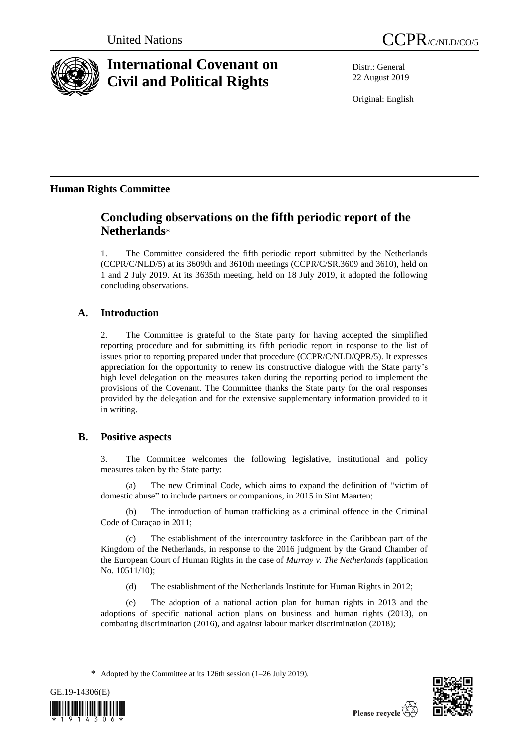United Nations

# CCPR/C/NLD/CO/5

# International Covenant on Civil and Political Rights

Distr.: General
22 August 2019

Original: English

## Human Rights Committee

# Concluding observations on the fifth periodic report of the Netherlands*

1. The Committee considered the fifth periodic report submitted by the Netherlands (CCPR/C/NLD/5) at its 3609th and 3610th meetings (CCPR/C/SR.3609 and 3610), held on 1 and 2 July 2019. At its 3635th meeting, held on 18 July 2019, it adopted the following concluding observations.

## A. Introduction

2. The Committee is grateful to the State party for having accepted the simplified reporting procedure and for submitting its fifth periodic report in response to the list of issues prior to reporting prepared under that procedure (CCPR/C/NLD/QPR/5). It expresses appreciation for the opportunity to renew its constructive dialogue with the State party's high level delegation on the measures taken during the reporting period to implement the provisions of the Covenant. The Committee thanks the State party for the oral responses provided by the delegation and for the extensive supplementary information provided to it in writing.

## B. Positive aspects

3. The Committee welcomes the following legislative, institutional and policy measures taken by the State party:

(a) The new Criminal Code, which aims to expand the definition of "victim of domestic abuse" to include partners or companions, in 2015 in Sint Maarten;

(b) The introduction of human trafficking as a criminal offence in the Criminal Code of Curaçao in 2011;

(c) The establishment of the intercountry taskforce in the Caribbean part of the Kingdom of the Netherlands, in response to the 2016 judgment by the Grand Chamber of the European Court of Human Rights in the case of *Murray v. The Netherlands* (application No. 10511/10);

(d) The establishment of the Netherlands Institute for Human Rights in 2012;

(e) The adoption of a national action plan for human rights in 2013 and the adoptions of specific national action plans on business and human rights (2013), on combating discrimination (2016), and against labour market discrimination (2018);

\* Adopted by the Committee at its 126th session (1–26 July 2019).

GE.19-14306(E)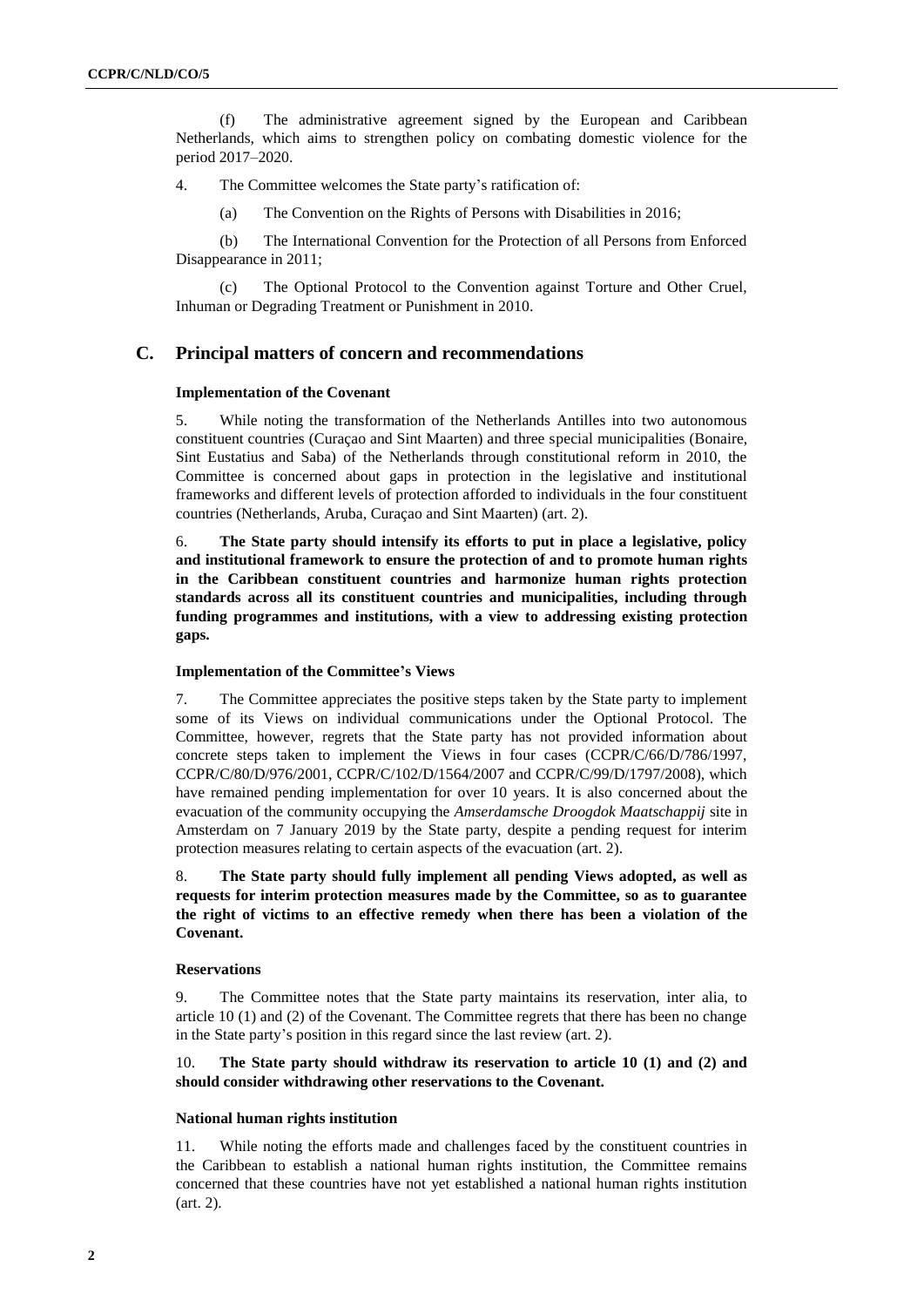(f) The administrative agreement signed by the European and Caribbean Netherlands, which aims to strengthen policy on combating domestic violence for the period 2017–2020.

4. The Committee welcomes the State party's ratification of:

(a) The Convention on the Rights of Persons with Disabilities in 2016;

(b) The International Convention for the Protection of all Persons from Enforced Disappearance in 2011;

(c) The Optional Protocol to the Convention against Torture and Other Cruel, Inhuman or Degrading Treatment or Punishment in 2010.

## C. Principal matters of concern and recommendations

### Implementation of the Covenant

5. While noting the transformation of the Netherlands Antilles into two autonomous constituent countries (Curaçao and Sint Maarten) and three special municipalities (Bonaire, Sint Eustatius and Saba) of the Netherlands through constitutional reform in 2010, the Committee is concerned about gaps in protection in the legislative and institutional frameworks and different levels of protection afforded to individuals in the four constituent countries (Netherlands, Aruba, Curaçao and Sint Maarten) (art. 2).

6. **The State party should intensify its efforts to put in place a legislative, policy and institutional framework to ensure the protection of and to promote human rights in the Caribbean constituent countries and harmonize human rights protection standards across all its constituent countries and municipalities, including through funding programmes and institutions, with a view to addressing existing protection gaps.**

### Implementation of the Committee's Views

7. The Committee appreciates the positive steps taken by the State party to implement some of its Views on individual communications under the Optional Protocol. The Committee, however, regrets that the State party has not provided information about concrete steps taken to implement the Views in four cases (CCPR/C/66/D/786/1997, CCPR/C/80/D/976/2001, CCPR/C/102/D/1564/2007 and CCPR/C/99/D/1797/2008), which have remained pending implementation for over 10 years. It is also concerned about the evacuation of the community occupying the *Amserdamsche Droogdok Maatschappij* site in Amsterdam on 7 January 2019 by the State party, despite a pending request for interim protection measures relating to certain aspects of the evacuation (art. 2).

8. **The State party should fully implement all pending Views adopted, as well as requests for interim protection measures made by the Committee, so as to guarantee the right of victims to an effective remedy when there has been a violation of the Covenant.**

### Reservations

9. The Committee notes that the State party maintains its reservation, inter alia, to article 10 (1) and (2) of the Covenant. The Committee regrets that there has been no change in the State party's position in this regard since the last review (art. 2).

10. **The State party should withdraw its reservation to article 10 (1) and (2) and should consider withdrawing other reservations to the Covenant.**

### National human rights institution

11. While noting the efforts made and challenges faced by the constituent countries in the Caribbean to establish a national human rights institution, the Committee remains concerned that these countries have not yet established a national human rights institution (art. 2).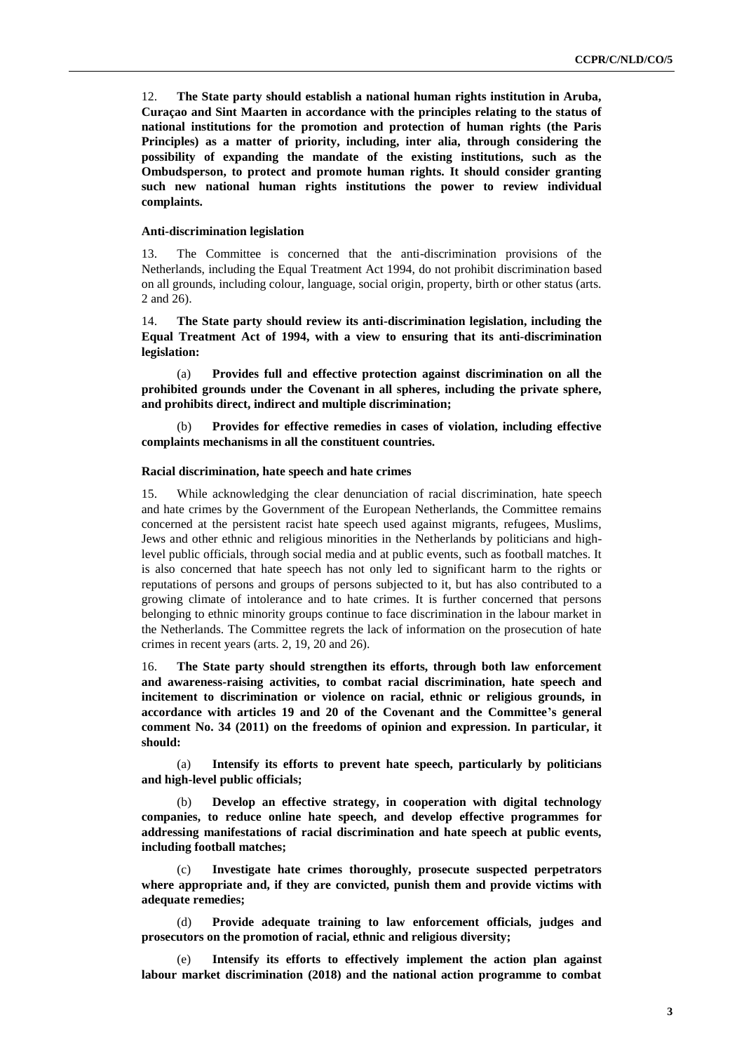12. **The State party should establish a national human rights institution in Aruba, Curaçao and Sint Maarten in accordance with the principles relating to the status of national institutions for the promotion and protection of human rights (the Paris Principles) as a matter of priority, including, inter alia, through considering the possibility of expanding the mandate of the existing institutions, such as the Ombudsperson, to protect and promote human rights. It should consider granting such new national human rights institutions the power to review individual complaints.**

#### Anti-discrimination legislation

13. The Committee is concerned that the anti-discrimination provisions of the Netherlands, including the Equal Treatment Act 1994, do not prohibit discrimination based on all grounds, including colour, language, social origin, property, birth or other status (arts. 2 and 26).

14. **The State party should review its anti-discrimination legislation, including the Equal Treatment Act of 1994, with a view to ensuring that its anti-discrimination legislation:**

(a) **Provides full and effective protection against discrimination on all the prohibited grounds under the Covenant in all spheres, including the private sphere, and prohibits direct, indirect and multiple discrimination;**

(b) **Provides for effective remedies in cases of violation, including effective complaints mechanisms in all the constituent countries.**

#### Racial discrimination, hate speech and hate crimes

15. While acknowledging the clear denunciation of racial discrimination, hate speech and hate crimes by the Government of the European Netherlands, the Committee remains concerned at the persistent racist hate speech used against migrants, refugees, Muslims, Jews and other ethnic and religious minorities in the Netherlands by politicians and high-level public officials, through social media and at public events, such as football matches. It is also concerned that hate speech has not only led to significant harm to the rights or reputations of persons and groups of persons subjected to it, but has also contributed to a growing climate of intolerance and to hate crimes. It is further concerned that persons belonging to ethnic minority groups continue to face discrimination in the labour market in the Netherlands. The Committee regrets the lack of information on the prosecution of hate crimes in recent years (arts. 2, 19, 20 and 26).

16. **The State party should strengthen its efforts, through both law enforcement and awareness-raising activities, to combat racial discrimination, hate speech and incitement to discrimination or violence on racial, ethnic or religious grounds, in accordance with articles 19 and 20 of the Covenant and the Committee's general comment No. 34 (2011) on the freedoms of opinion and expression. In particular, it should:**

(a) **Intensify its efforts to prevent hate speech, particularly by politicians and high-level public officials;**

(b) **Develop an effective strategy, in cooperation with digital technology companies, to reduce online hate speech, and develop effective programmes for addressing manifestations of racial discrimination and hate speech at public events, including football matches;**

(c) **Investigate hate crimes thoroughly, prosecute suspected perpetrators where appropriate and, if they are convicted, punish them and provide victims with adequate remedies;**

(d) **Provide adequate training to law enforcement officials, judges and prosecutors on the promotion of racial, ethnic and religious diversity;**

(e) **Intensify its efforts to effectively implement the action plan against labour market discrimination (2018) and the national action programme to combat**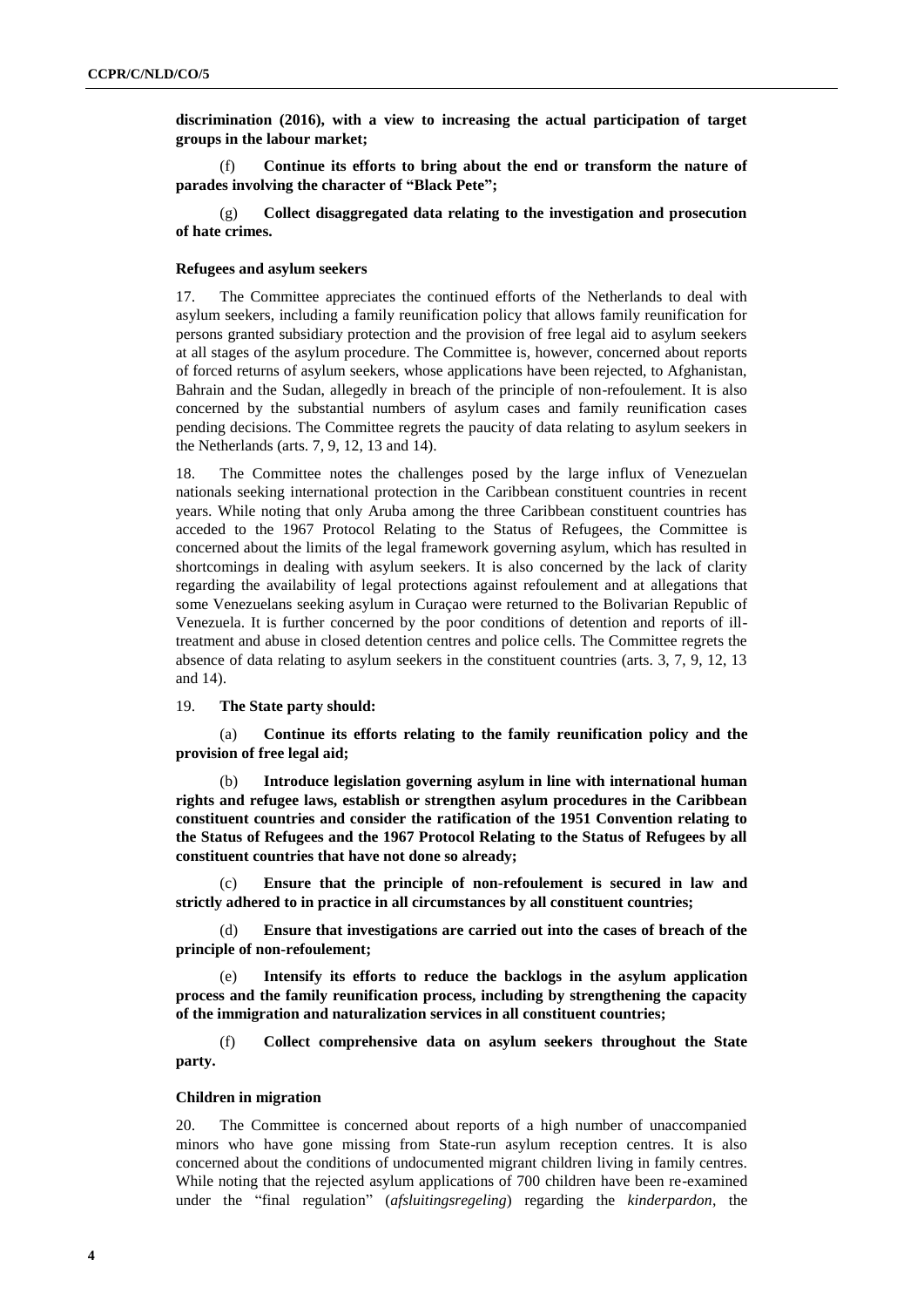**discrimination (2016), with a view to increasing the actual participation of target groups in the labour market;**

(f) **Continue its efforts to bring about the end or transform the nature of parades involving the character of "Black Pete";**

(g) **Collect disaggregated data relating to the investigation and prosecution of hate crimes.**

### Refugees and asylum seekers

17. The Committee appreciates the continued efforts of the Netherlands to deal with asylum seekers, including a family reunification policy that allows family reunification for persons granted subsidiary protection and the provision of free legal aid to asylum seekers at all stages of the asylum procedure. The Committee is, however, concerned about reports of forced returns of asylum seekers, whose applications have been rejected, to Afghanistan, Bahrain and the Sudan, allegedly in breach of the principle of non-refoulement. It is also concerned by the substantial numbers of asylum cases and family reunification cases pending decisions. The Committee regrets the paucity of data relating to asylum seekers in the Netherlands (arts. 7, 9, 12, 13 and 14).

18. The Committee notes the challenges posed by the large influx of Venezuelan nationals seeking international protection in the Caribbean constituent countries in recent years. While noting that only Aruba among the three Caribbean constituent countries has acceded to the 1967 Protocol Relating to the Status of Refugees, the Committee is concerned about the limits of the legal framework governing asylum, which has resulted in shortcomings in dealing with asylum seekers. It is also concerned by the lack of clarity regarding the availability of legal protections against refoulement and at allegations that some Venezuelans seeking asylum in Curaçao were returned to the Bolivarian Republic of Venezuela. It is further concerned by the poor conditions of detention and reports of ill-treatment and abuse in closed detention centres and police cells. The Committee regrets the absence of data relating to asylum seekers in the constituent countries (arts. 3, 7, 9, 12, 13 and 14).

19. **The State party should:**

(a) **Continue its efforts relating to the family reunification policy and the provision of free legal aid;**

(b) **Introduce legislation governing asylum in line with international human rights and refugee laws, establish or strengthen asylum procedures in the Caribbean constituent countries and consider the ratification of the 1951 Convention relating to the Status of Refugees and the 1967 Protocol Relating to the Status of Refugees by all constituent countries that have not done so already;**

(c) **Ensure that the principle of non-refoulement is secured in law and strictly adhered to in practice in all circumstances by all constituent countries;**

(d) **Ensure that investigations are carried out into the cases of breach of the principle of non-refoulement;**

(e) **Intensify its efforts to reduce the backlogs in the asylum application process and the family reunification process, including by strengthening the capacity of the immigration and naturalization services in all constituent countries;**

(f) **Collect comprehensive data on asylum seekers throughout the State party.**

### Children in migration

20. The Committee is concerned about reports of a high number of unaccompanied minors who have gone missing from State-run asylum reception centres. It is also concerned about the conditions of undocumented migrant children living in family centres. While noting that the rejected asylum applications of 700 children have been re-examined under the "final regulation" (*afsluitingsregeling*) regarding the *kinderpardon*, the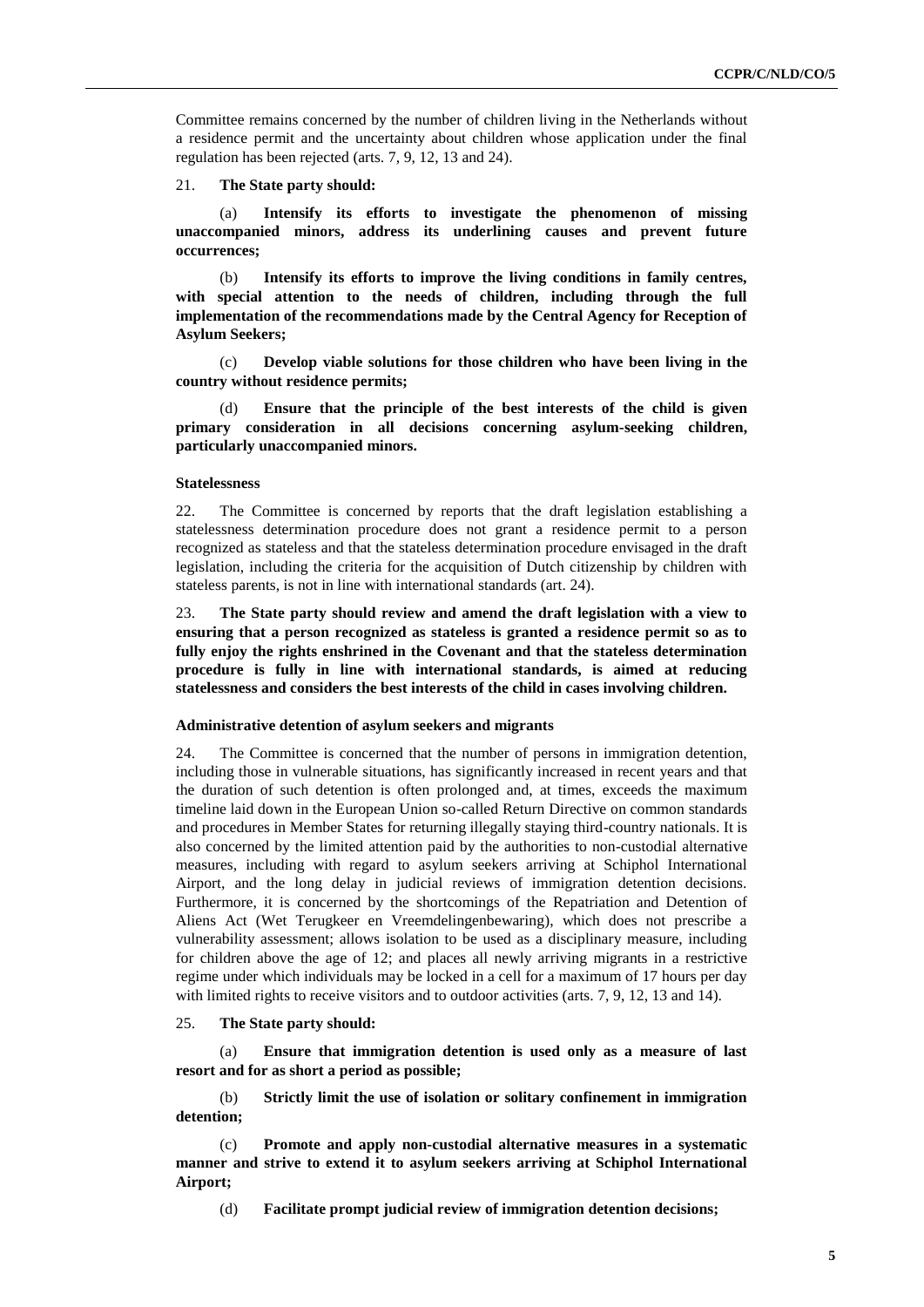Committee remains concerned by the number of children living in the Netherlands without a residence permit and the uncertainty about children whose application under the final regulation has been rejected (arts. 7, 9, 12, 13 and 24).

21. **The State party should:**

(a) **Intensify its efforts to investigate the phenomenon of missing unaccompanied minors, address its underlining causes and prevent future occurrences;**

(b) **Intensify its efforts to improve the living conditions in family centres, with special attention to the needs of children, including through the full implementation of the recommendations made by the Central Agency for Reception of Asylum Seekers;**

(c) **Develop viable solutions for those children who have been living in the country without residence permits;**

(d) **Ensure that the principle of the best interests of the child is given primary consideration in all decisions concerning asylum-seeking children, particularly unaccompanied minors.**

#### Statelessness

22. The Committee is concerned by reports that the draft legislation establishing a statelessness determination procedure does not grant a residence permit to a person recognized as stateless and that the stateless determination procedure envisaged in the draft legislation, including the criteria for the acquisition of Dutch citizenship by children with stateless parents, is not in line with international standards (art. 24).

23. **The State party should review and amend the draft legislation with a view to ensuring that a person recognized as stateless is granted a residence permit so as to fully enjoy the rights enshrined in the Covenant and that the stateless determination procedure is fully in line with international standards, is aimed at reducing statelessness and considers the best interests of the child in cases involving children.**

#### Administrative detention of asylum seekers and migrants

24. The Committee is concerned that the number of persons in immigration detention, including those in vulnerable situations, has significantly increased in recent years and that the duration of such detention is often prolonged and, at times, exceeds the maximum timeline laid down in the European Union so-called Return Directive on common standards and procedures in Member States for returning illegally staying third-country nationals. It is also concerned by the limited attention paid by the authorities to non-custodial alternative measures, including with regard to asylum seekers arriving at Schiphol International Airport, and the long delay in judicial reviews of immigration detention decisions. Furthermore, it is concerned by the shortcomings of the Repatriation and Detention of Aliens Act (Wet Terugkeer en Vreemdelingenbewaring), which does not prescribe a vulnerability assessment; allows isolation to be used as a disciplinary measure, including for children above the age of 12; and places all newly arriving migrants in a restrictive regime under which individuals may be locked in a cell for a maximum of 17 hours per day with limited rights to receive visitors and to outdoor activities (arts. 7, 9, 12, 13 and 14).

25. **The State party should:**

(a) **Ensure that immigration detention is used only as a measure of last resort and for as short a period as possible;**

(b) **Strictly limit the use of isolation or solitary confinement in immigration detention;**

(c) **Promote and apply non-custodial alternative measures in a systematic manner and strive to extend it to asylum seekers arriving at Schiphol International Airport;**

(d) **Facilitate prompt judicial review of immigration detention decisions;**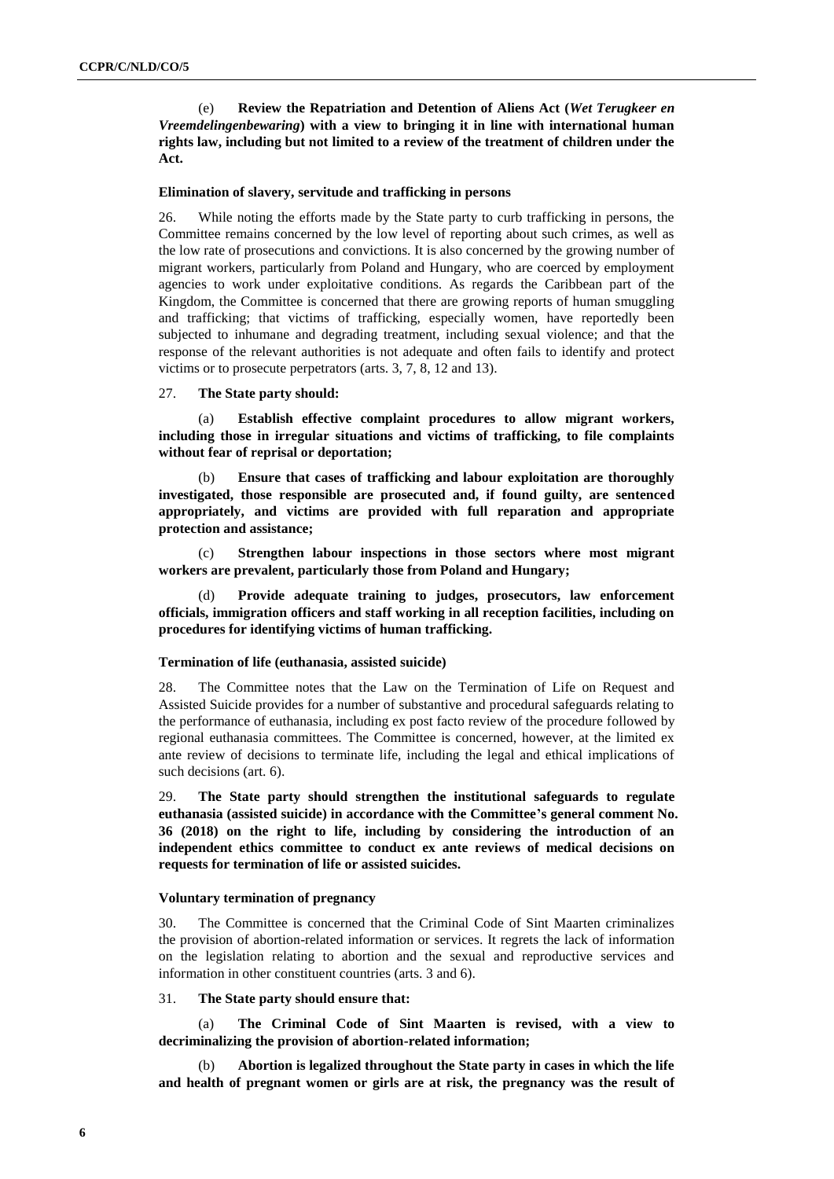(e) **Review the Repatriation and Detention of Aliens Act (*Wet Terugkeer en Vreemdelingenbewaring*) with a view to bringing it in line with international human rights law, including but not limited to a review of the treatment of children under the Act.**

#### Elimination of slavery, servitude and trafficking in persons

26. While noting the efforts made by the State party to curb trafficking in persons, the Committee remains concerned by the low level of reporting about such crimes, as well as the low rate of prosecutions and convictions. It is also concerned by the growing number of migrant workers, particularly from Poland and Hungary, who are coerced by employment agencies to work under exploitative conditions. As regards the Caribbean part of the Kingdom, the Committee is concerned that there are growing reports of human smuggling and trafficking; that victims of trafficking, especially women, have reportedly been subjected to inhumane and degrading treatment, including sexual violence; and that the response of the relevant authorities is not adequate and often fails to identify and protect victims or to prosecute perpetrators (arts. 3, 7, 8, 12 and 13).

27. **The State party should:**

(a) **Establish effective complaint procedures to allow migrant workers, including those in irregular situations and victims of trafficking, to file complaints without fear of reprisal or deportation;**

(b) **Ensure that cases of trafficking and labour exploitation are thoroughly investigated, those responsible are prosecuted and, if found guilty, are sentenced appropriately, and victims are provided with full reparation and appropriate protection and assistance;**

(c) **Strengthen labour inspections in those sectors where most migrant workers are prevalent, particularly those from Poland and Hungary;**

(d) **Provide adequate training to judges, prosecutors, law enforcement officials, immigration officers and staff working in all reception facilities, including on procedures for identifying victims of human trafficking.**

#### Termination of life (euthanasia, assisted suicide)

28. The Committee notes that the Law on the Termination of Life on Request and Assisted Suicide provides for a number of substantive and procedural safeguards relating to the performance of euthanasia, including ex post facto review of the procedure followed by regional euthanasia committees. The Committee is concerned, however, at the limited ex ante review of decisions to terminate life, including the legal and ethical implications of such decisions (art. 6).

29. **The State party should strengthen the institutional safeguards to regulate euthanasia (assisted suicide) in accordance with the Committee's general comment No. 36 (2018) on the right to life, including by considering the introduction of an independent ethics committee to conduct ex ante reviews of medical decisions on requests for termination of life or assisted suicides.**

#### Voluntary termination of pregnancy

30. The Committee is concerned that the Criminal Code of Sint Maarten criminalizes the provision of abortion-related information or services. It regrets the lack of information on the legislation relating to abortion and the sexual and reproductive services and information in other constituent countries (arts. 3 and 6).

31. **The State party should ensure that:**

(a) **The Criminal Code of Sint Maarten is revised, with a view to decriminalizing the provision of abortion-related information;**

(b) **Abortion is legalized throughout the State party in cases in which the life and health of pregnant women or girls are at risk, the pregnancy was the result of**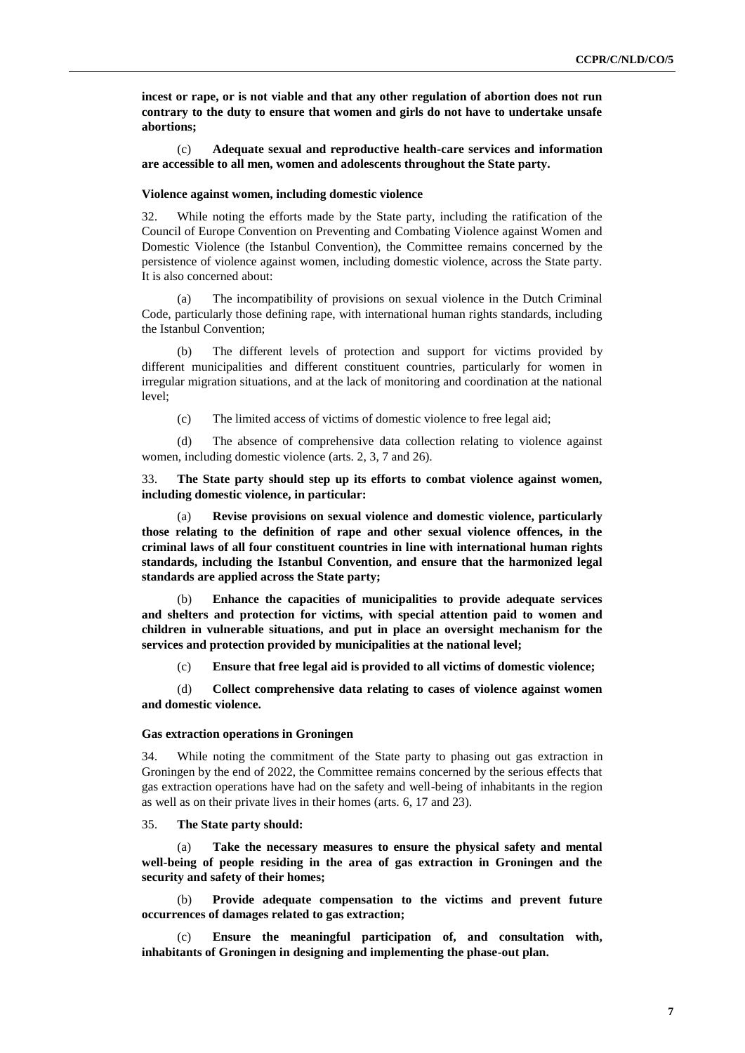**incest or rape, or is not viable and that any other regulation of abortion does not run contrary to the duty to ensure that women and girls do not have to undertake unsafe abortions;**

(c) **Adequate sexual and reproductive health-care services and information are accessible to all men, women and adolescents throughout the State party.**

#### Violence against women, including domestic violence

32. While noting the efforts made by the State party, including the ratification of the Council of Europe Convention on Preventing and Combating Violence against Women and Domestic Violence (the Istanbul Convention), the Committee remains concerned by the persistence of violence against women, including domestic violence, across the State party. It is also concerned about:

(a) The incompatibility of provisions on sexual violence in the Dutch Criminal Code, particularly those defining rape, with international human rights standards, including the Istanbul Convention;

(b) The different levels of protection and support for victims provided by different municipalities and different constituent countries, particularly for women in irregular migration situations, and at the lack of monitoring and coordination at the national level;

(c) The limited access of victims of domestic violence to free legal aid;

(d) The absence of comprehensive data collection relating to violence against women, including domestic violence (arts. 2, 3, 7 and 26).

33. **The State party should step up its efforts to combat violence against women, including domestic violence, in particular:**

(a) **Revise provisions on sexual violence and domestic violence, particularly those relating to the definition of rape and other sexual violence offences, in the criminal laws of all four constituent countries in line with international human rights standards, including the Istanbul Convention, and ensure that the harmonized legal standards are applied across the State party;**

(b) **Enhance the capacities of municipalities to provide adequate services and shelters and protection for victims, with special attention paid to women and children in vulnerable situations, and put in place an oversight mechanism for the services and protection provided by municipalities at the national level;**

(c) **Ensure that free legal aid is provided to all victims of domestic violence;**

(d) **Collect comprehensive data relating to cases of violence against women and domestic violence.**

#### Gas extraction operations in Groningen

34. While noting the commitment of the State party to phasing out gas extraction in Groningen by the end of 2022, the Committee remains concerned by the serious effects that gas extraction operations have had on the safety and well-being of inhabitants in the region as well as on their private lives in their homes (arts. 6, 17 and 23).

35. **The State party should:**

(a) **Take the necessary measures to ensure the physical safety and mental well-being of people residing in the area of gas extraction in Groningen and the security and safety of their homes;**

(b) **Provide adequate compensation to the victims and prevent future occurrences of damages related to gas extraction;**

(c) **Ensure the meaningful participation of, and consultation with, inhabitants of Groningen in designing and implementing the phase-out plan.**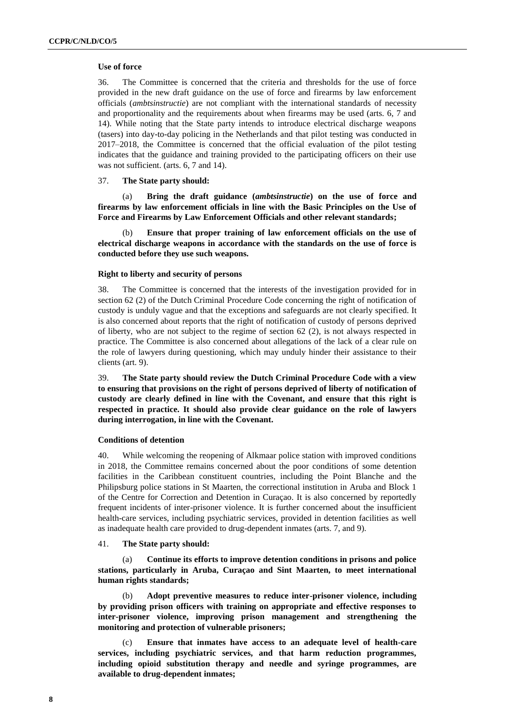### Use of force

36. The Committee is concerned that the criteria and thresholds for the use of force provided in the new draft guidance on the use of force and firearms by law enforcement officials (*ambtsinstructie*) are not compliant with the international standards of necessity and proportionality and the requirements about when firearms may be used (arts. 6, 7 and 14). While noting that the State party intends to introduce electrical discharge weapons (tasers) into day-to-day policing in the Netherlands and that pilot testing was conducted in 2017–2018, the Committee is concerned that the official evaluation of the pilot testing indicates that the guidance and training provided to the participating officers on their use was not sufficient. (arts. 6, 7 and 14).

37. **The State party should:**

(a) **Bring the draft guidance (*ambtsinstructie*) on the use of force and firearms by law enforcement officials in line with the Basic Principles on the Use of Force and Firearms by Law Enforcement Officials and other relevant standards;**

(b) **Ensure that proper training of law enforcement officials on the use of electrical discharge weapons in accordance with the standards on the use of force is conducted before they use such weapons.**

### Right to liberty and security of persons

38. The Committee is concerned that the interests of the investigation provided for in section 62 (2) of the Dutch Criminal Procedure Code concerning the right of notification of custody is unduly vague and that the exceptions and safeguards are not clearly specified. It is also concerned about reports that the right of notification of custody of persons deprived of liberty, who are not subject to the regime of section 62 (2), is not always respected in practice. The Committee is also concerned about allegations of the lack of a clear rule on the role of lawyers during questioning, which may unduly hinder their assistance to their clients (art. 9).

39. **The State party should review the Dutch Criminal Procedure Code with a view to ensuring that provisions on the right of persons deprived of liberty of notification of custody are clearly defined in line with the Covenant, and ensure that this right is respected in practice. It should also provide clear guidance on the role of lawyers during interrogation, in line with the Covenant.**

### Conditions of detention

40. While welcoming the reopening of Alkmaar police station with improved conditions in 2018, the Committee remains concerned about the poor conditions of some detention facilities in the Caribbean constituent countries, including the Point Blanche and the Philipsburg police stations in St Maarten, the correctional institution in Aruba and Block 1 of the Centre for Correction and Detention in Curaçao. It is also concerned by reportedly frequent incidents of inter-prisoner violence. It is further concerned about the insufficient health-care services, including psychiatric services, provided in detention facilities as well as inadequate health care provided to drug-dependent inmates (arts. 7, and 9).

41. **The State party should:**

(a) **Continue its efforts to improve detention conditions in prisons and police stations, particularly in Aruba, Curaçao and Sint Maarten, to meet international human rights standards;**

(b) **Adopt preventive measures to reduce inter-prisoner violence, including by providing prison officers with training on appropriate and effective responses to inter-prisoner violence, improving prison management and strengthening the monitoring and protection of vulnerable prisoners;**

(c) **Ensure that inmates have access to an adequate level of health-care services, including psychiatric services, and that harm reduction programmes, including opioid substitution therapy and needle and syringe programmes, are available to drug-dependent inmates;**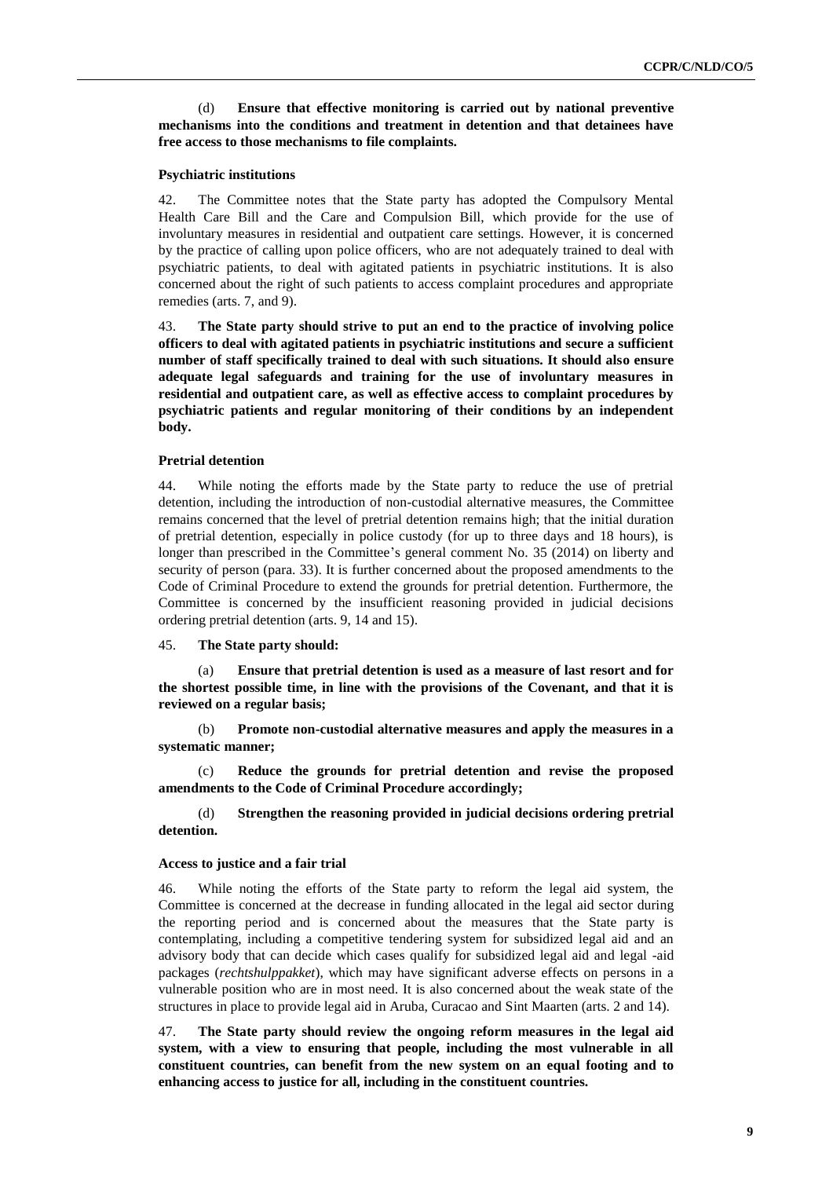(d) **Ensure that effective monitoring is carried out by national preventive mechanisms into the conditions and treatment in detention and that detainees have free access to those mechanisms to file complaints.**

### Psychiatric institutions

42. The Committee notes that the State party has adopted the Compulsory Mental Health Care Bill and the Care and Compulsion Bill, which provide for the use of involuntary measures in residential and outpatient care settings. However, it is concerned by the practice of calling upon police officers, who are not adequately trained to deal with psychiatric patients, to deal with agitated patients in psychiatric institutions. It is also concerned about the right of such patients to access complaint procedures and appropriate remedies (arts. 7, and 9).

43. **The State party should strive to put an end to the practice of involving police officers to deal with agitated patients in psychiatric institutions and secure a sufficient number of staff specifically trained to deal with such situations. It should also ensure adequate legal safeguards and training for the use of involuntary measures in residential and outpatient care, as well as effective access to complaint procedures by psychiatric patients and regular monitoring of their conditions by an independent body.**

### Pretrial detention

44. While noting the efforts made by the State party to reduce the use of pretrial detention, including the introduction of non-custodial alternative measures, the Committee remains concerned that the level of pretrial detention remains high; that the initial duration of pretrial detention, especially in police custody (for up to three days and 18 hours), is longer than prescribed in the Committee's general comment No. 35 (2014) on liberty and security of person (para. 33). It is further concerned about the proposed amendments to the Code of Criminal Procedure to extend the grounds for pretrial detention. Furthermore, the Committee is concerned by the insufficient reasoning provided in judicial decisions ordering pretrial detention (arts. 9, 14 and 15).

45. **The State party should:**

(a) **Ensure that pretrial detention is used as a measure of last resort and for the shortest possible time, in line with the provisions of the Covenant, and that it is reviewed on a regular basis;**

(b) **Promote non-custodial alternative measures and apply the measures in a systematic manner;**

(c) **Reduce the grounds for pretrial detention and revise the proposed amendments to the Code of Criminal Procedure accordingly;**

(d) **Strengthen the reasoning provided in judicial decisions ordering pretrial detention.**

### Access to justice and a fair trial

46. While noting the efforts of the State party to reform the legal aid system, the Committee is concerned at the decrease in funding allocated in the legal aid sector during the reporting period and is concerned about the measures that the State party is contemplating, including a competitive tendering system for subsidized legal aid and an advisory body that can decide which cases qualify for subsidized legal aid and legal -aid packages (*rechtshulppakket*), which may have significant adverse effects on persons in a vulnerable position who are in most need. It is also concerned about the weak state of the structures in place to provide legal aid in Aruba, Curacao and Sint Maarten (arts. 2 and 14).

47. **The State party should review the ongoing reform measures in the legal aid system, with a view to ensuring that people, including the most vulnerable in all constituent countries, can benefit from the new system on an equal footing and to enhancing access to justice for all, including in the constituent countries.**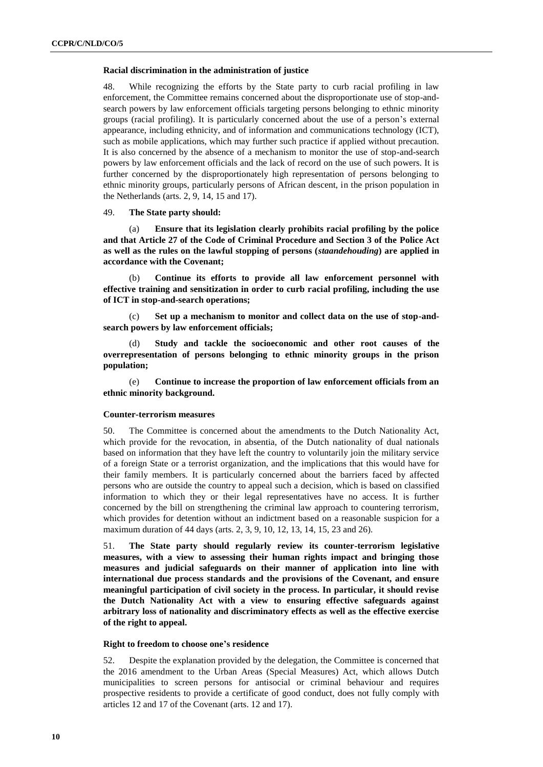### Racial discrimination in the administration of justice

48. While recognizing the efforts by the State party to curb racial profiling in law enforcement, the Committee remains concerned about the disproportionate use of stop-and-search powers by law enforcement officials targeting persons belonging to ethnic minority groups (racial profiling). It is particularly concerned about the use of a person's external appearance, including ethnicity, and of information and communications technology (ICT), such as mobile applications, which may further such practice if applied without precaution. It is also concerned by the absence of a mechanism to monitor the use of stop-and-search powers by law enforcement officials and the lack of record on the use of such powers. It is further concerned by the disproportionately high representation of persons belonging to ethnic minority groups, particularly persons of African descent, in the prison population in the Netherlands (arts. 2, 9, 14, 15 and 17).

49. **The State party should:**

(a) **Ensure that its legislation clearly prohibits racial profiling by the police and that Article 27 of the Code of Criminal Procedure and Section 3 of the Police Act as well as the rules on the lawful stopping of persons (*staandehouding*) are applied in accordance with the Covenant;**

(b) **Continue its efforts to provide all law enforcement personnel with effective training and sensitization in order to curb racial profiling, including the use of ICT in stop-and-search operations;**

(c) **Set up a mechanism to monitor and collect data on the use of stop-and-search powers by law enforcement officials;**

(d) **Study and tackle the socioeconomic and other root causes of the overrepresentation of persons belonging to ethnic minority groups in the prison population;**

(e) **Continue to increase the proportion of law enforcement officials from an ethnic minority background.**

### Counter-terrorism measures

50. The Committee is concerned about the amendments to the Dutch Nationality Act, which provide for the revocation, in absentia, of the Dutch nationality of dual nationals based on information that they have left the country to voluntarily join the military service of a foreign State or a terrorist organization, and the implications that this would have for their family members. It is particularly concerned about the barriers faced by affected persons who are outside the country to appeal such a decision, which is based on classified information to which they or their legal representatives have no access. It is further concerned by the bill on strengthening the criminal law approach to countering terrorism, which provides for detention without an indictment based on a reasonable suspicion for a maximum duration of 44 days (arts. 2, 3, 9, 10, 12, 13, 14, 15, 23 and 26).

51. **The State party should regularly review its counter-terrorism legislative measures, with a view to assessing their human rights impact and bringing those measures and judicial safeguards on their manner of application into line with international due process standards and the provisions of the Covenant, and ensure meaningful participation of civil society in the process. In particular, it should revise the Dutch Nationality Act with a view to ensuring effective safeguards against arbitrary loss of nationality and discriminatory effects as well as the effective exercise of the right to appeal.**

### Right to freedom to choose one's residence

52. Despite the explanation provided by the delegation, the Committee is concerned that the 2016 amendment to the Urban Areas (Special Measures) Act, which allows Dutch municipalities to screen persons for antisocial or criminal behaviour and requires prospective residents to provide a certificate of good conduct, does not fully comply with articles 12 and 17 of the Covenant (arts. 12 and 17).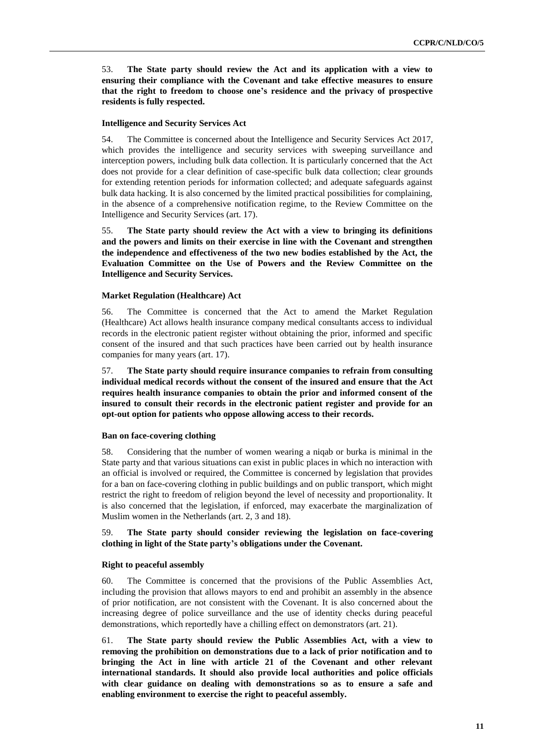53. **The State party should review the Act and its application with a view to ensuring their compliance with the Covenant and take effective measures to ensure that the right to freedom to choose one's residence and the privacy of prospective residents is fully respected.**

### Intelligence and Security Services Act

54. The Committee is concerned about the Intelligence and Security Services Act 2017, which provides the intelligence and security services with sweeping surveillance and interception powers, including bulk data collection. It is particularly concerned that the Act does not provide for a clear definition of case-specific bulk data collection; clear grounds for extending retention periods for information collected; and adequate safeguards against bulk data hacking. It is also concerned by the limited practical possibilities for complaining, in the absence of a comprehensive notification regime, to the Review Committee on the Intelligence and Security Services (art. 17).

55. **The State party should review the Act with a view to bringing its definitions and the powers and limits on their exercise in line with the Covenant and strengthen the independence and effectiveness of the two new bodies established by the Act, the Evaluation Committee on the Use of Powers and the Review Committee on the Intelligence and Security Services.**

### Market Regulation (Healthcare) Act

56. The Committee is concerned that the Act to amend the Market Regulation (Healthcare) Act allows health insurance company medical consultants access to individual records in the electronic patient register without obtaining the prior, informed and specific consent of the insured and that such practices have been carried out by health insurance companies for many years (art. 17).

57. **The State party should require insurance companies to refrain from consulting individual medical records without the consent of the insured and ensure that the Act requires health insurance companies to obtain the prior and informed consent of the insured to consult their records in the electronic patient register and provide for an opt-out option for patients who oppose allowing access to their records.**

### Ban on face-covering clothing

58. Considering that the number of women wearing a niqab or burka is minimal in the State party and that various situations can exist in public places in which no interaction with an official is involved or required, the Committee is concerned by legislation that provides for a ban on face-covering clothing in public buildings and on public transport, which might restrict the right to freedom of religion beyond the level of necessity and proportionality. It is also concerned that the legislation, if enforced, may exacerbate the marginalization of Muslim women in the Netherlands (art. 2, 3 and 18).

59. **The State party should consider reviewing the legislation on face-covering clothing in light of the State party's obligations under the Covenant.**

### Right to peaceful assembly

60. The Committee is concerned that the provisions of the Public Assemblies Act, including the provision that allows mayors to end and prohibit an assembly in the absence of prior notification, are not consistent with the Covenant. It is also concerned about the increasing degree of police surveillance and the use of identity checks during peaceful demonstrations, which reportedly have a chilling effect on demonstrators (art. 21).

61. **The State party should review the Public Assemblies Act, with a view to removing the prohibition on demonstrations due to a lack of prior notification and to bringing the Act in line with article 21 of the Covenant and other relevant international standards. It should also provide local authorities and police officials with clear guidance on dealing with demonstrations so as to ensure a safe and enabling environment to exercise the right to peaceful assembly.**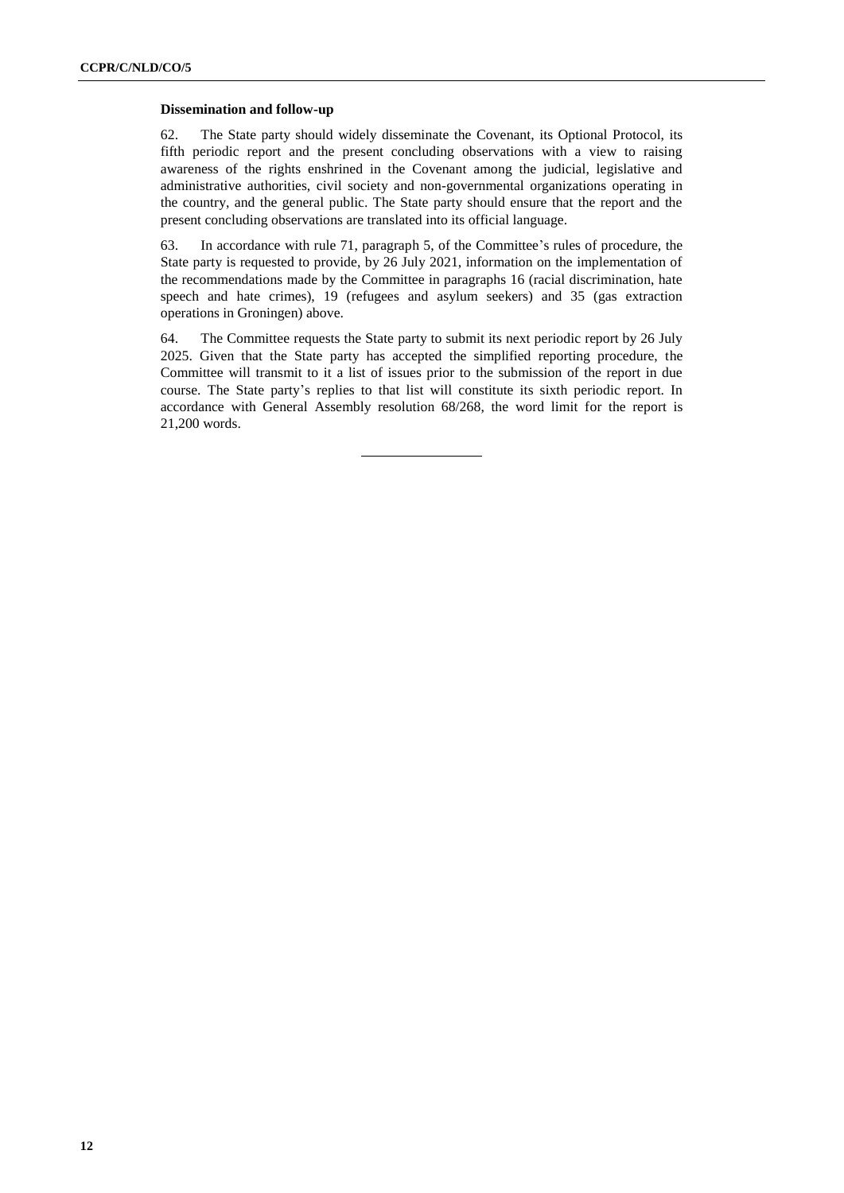### Dissemination and follow-up

62. The State party should widely disseminate the Covenant, its Optional Protocol, its fifth periodic report and the present concluding observations with a view to raising awareness of the rights enshrined in the Covenant among the judicial, legislative and administrative authorities, civil society and non-governmental organizations operating in the country, and the general public. The State party should ensure that the report and the present concluding observations are translated into its official language.

63. In accordance with rule 71, paragraph 5, of the Committee's rules of procedure, the State party is requested to provide, by 26 July 2021, information on the implementation of the recommendations made by the Committee in paragraphs 16 (racial discrimination, hate speech and hate crimes), 19 (refugees and asylum seekers) and 35 (gas extraction operations in Groningen) above.

64. The Committee requests the State party to submit its next periodic report by 26 July 2025. Given that the State party has accepted the simplified reporting procedure, the Committee will transmit to it a list of issues prior to the submission of the report in due course. The State party's replies to that list will constitute its sixth periodic report. In accordance with General Assembly resolution 68/268, the word limit for the report is 21,200 words.